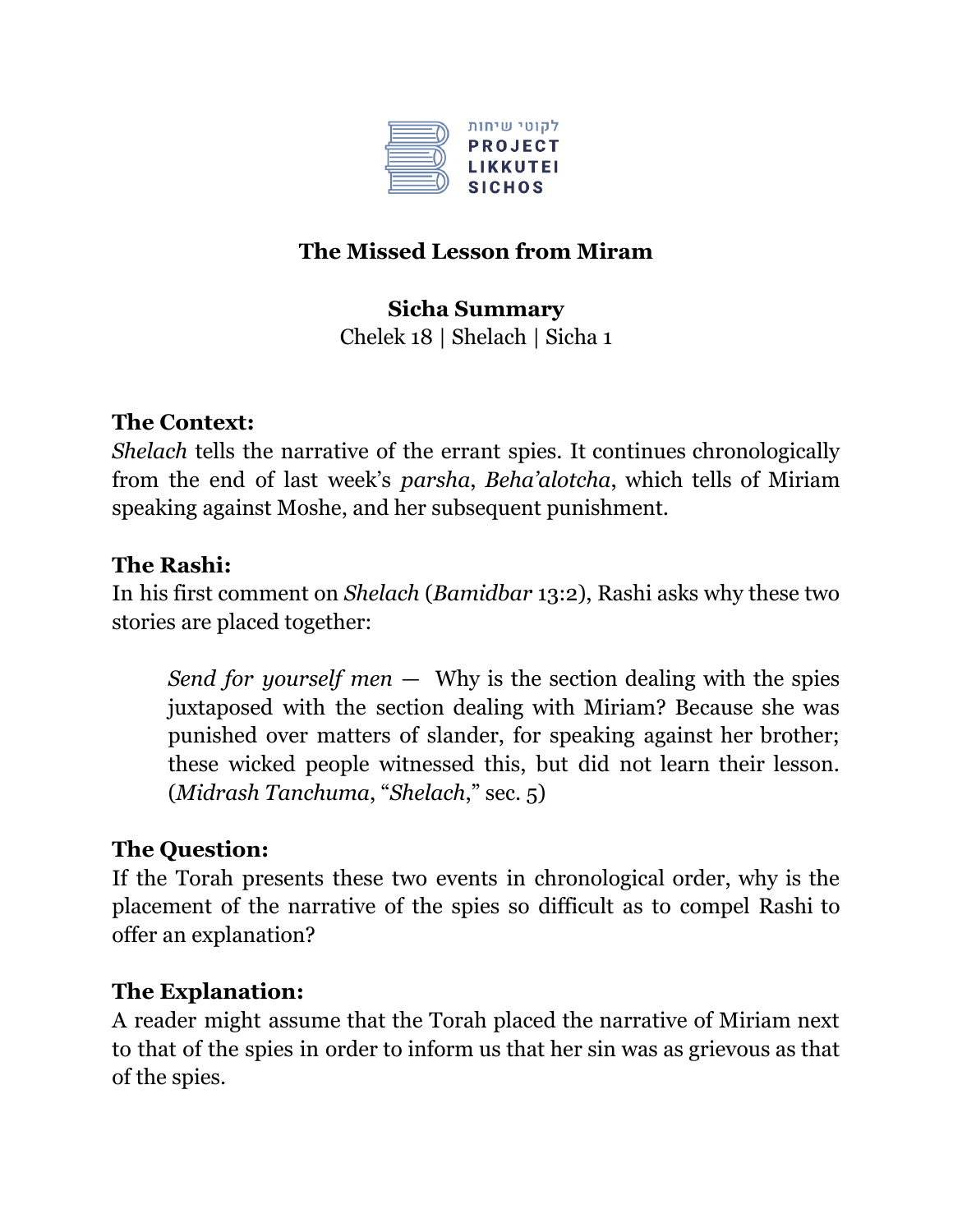לקוטי שיחות
PROJECT
LIKKUTEI
SICHOS

**The Missed Lesson from Miram**

**Sicha Summary**

Chelek 18 | Shelach | Sicha 1

**The Context:**

*Shelach* tells the narrative of the errant spies. It continues chronologically from the end of last week's *parsha*, *Beha'alotcha*, which tells of Miriam speaking against Moshe, and her subsequent punishment.

**The Rashi:**

In his first comment on *Shelach* (*Bamidbar* 13:2), Rashi asks why these two stories are placed together:

> *Send for yourself men* — Why is the section dealing with the spies juxtaposed with the section dealing with Miriam? Because she was punished over matters of slander, for speaking against her brother; these wicked people witnessed this, but did not learn their lesson. (*Midrash Tanchuma*, "*Shelach*," sec. 5)

**The Question:**

If the Torah presents these two events in chronological order, why is the placement of the narrative of the spies so difficult as to compel Rashi to offer an explanation?

**The Explanation:**

A reader might assume that the Torah placed the narrative of Miriam next to that of the spies in order to inform us that her sin was as grievous as that of the spies.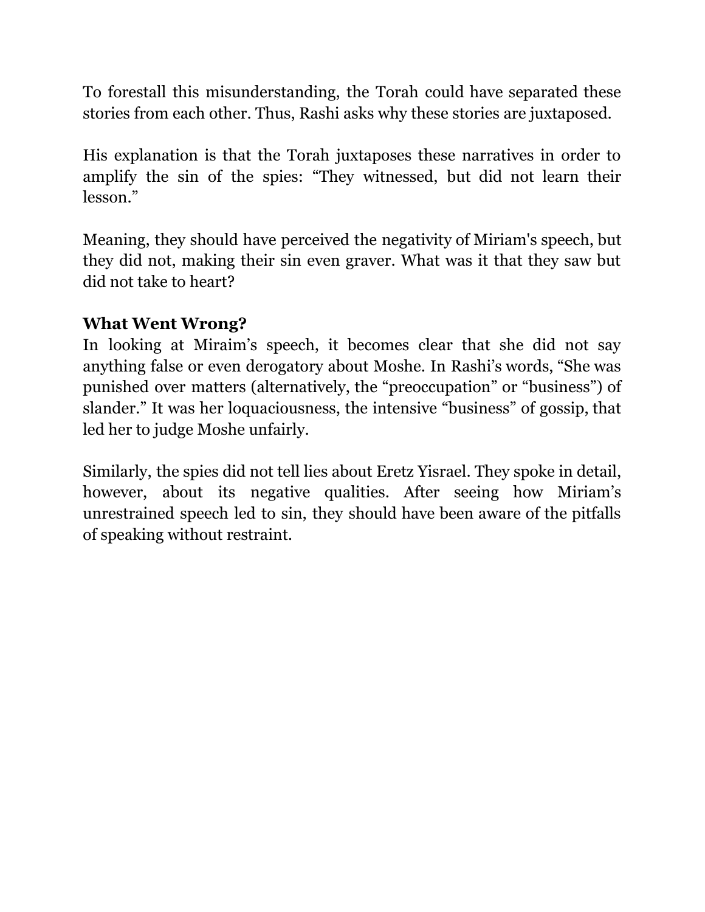To forestall this misunderstanding, the Torah could have separated these stories from each other. Thus, Rashi asks why these stories are juxtaposed.

His explanation is that the Torah juxtaposes these narratives in order to amplify the sin of the spies: "They witnessed, but did not learn their lesson."

Meaning, they should have perceived the negativity of Miriam's speech, but they did not, making their sin even graver. What was it that they saw but did not take to heart?

**What Went Wrong?**

In looking at Miraim's speech, it becomes clear that she did not say anything false or even derogatory about Moshe. In Rashi's words, "She was punished over matters (alternatively, the "preoccupation" or "business") of slander." It was her loquaciousness, the intensive "business" of gossip, that led her to judge Moshe unfairly.

Similarly, the spies did not tell lies about Eretz Yisrael. They spoke in detail, however, about its negative qualities. After seeing how Miriam's unrestrained speech led to sin, they should have been aware of the pitfalls of speaking without restraint.